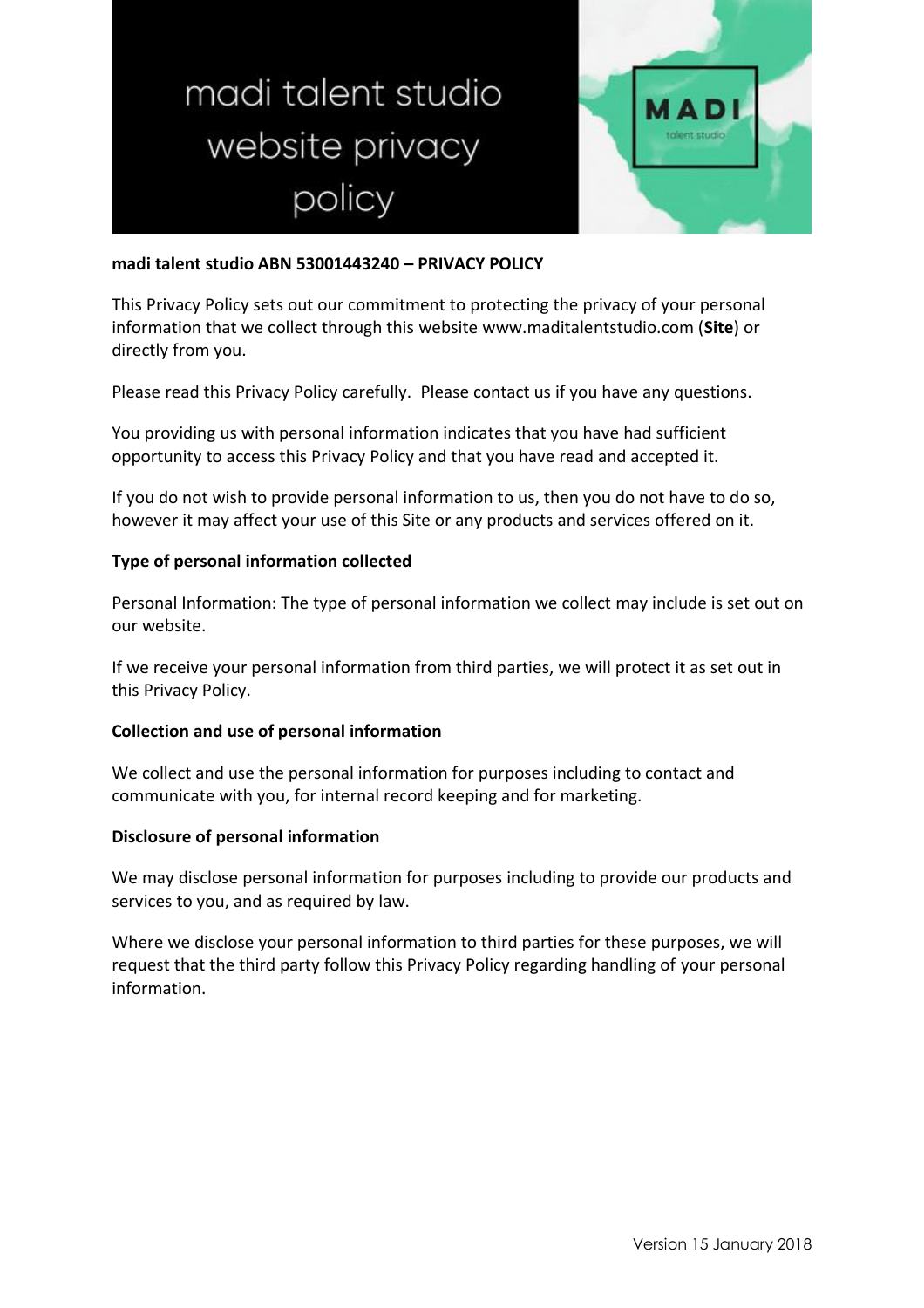# madi talent studio website privacy policy

**madi talent studio ABN 53001443240 – PRIVACY POLICY**

This Privacy Policy sets out our commitment to protecting the privacy of your personal information that we collect through this website www.maditalentstudio.com (**Site**) or directly from you.

Please read this Privacy Policy carefully. Please contact us if you have any questions.

You providing us with personal information indicates that you have had sufficient opportunity to access this Privacy Policy and that you have read and accepted it.

If you do not wish to provide personal information to us, then you do not have to do so, however it may affect your use of this Site or any products and services offered on it.

**Type of personal information collected**

Personal Information: The type of personal information we collect may include is set out on our website.

If we receive your personal information from third parties, we will protect it as set out in this Privacy Policy.

**Collection and use of personal information**

We collect and use the personal information for purposes including to contact and communicate with you, for internal record keeping and for marketing.

**Disclosure of personal information**

We may disclose personal information for purposes including to provide our products and services to you, and as required by law.

Where we disclose your personal information to third parties for these purposes, we will request that the third party follow this Privacy Policy regarding handling of your personal information.

Version 15 January 2018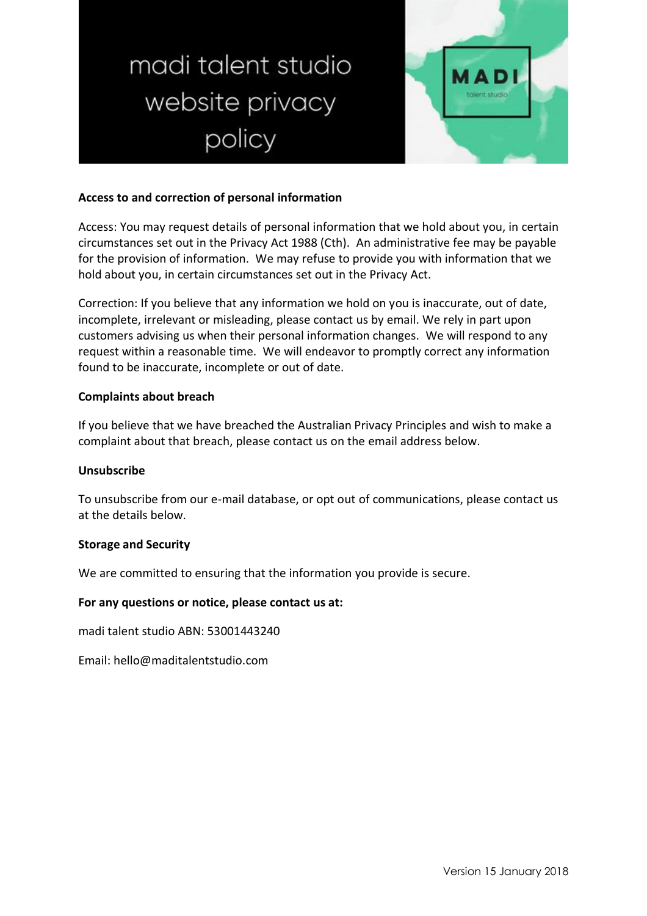# madi talent studio website privacy policy

**Access to and correction of personal information**

Access: You may request details of personal information that we hold about you, in certain circumstances set out in the Privacy Act 1988 (Cth). An administrative fee may be payable for the provision of information. We may refuse to provide you with information that we hold about you, in certain circumstances set out in the Privacy Act.

Correction: If you believe that any information we hold on you is inaccurate, out of date, incomplete, irrelevant or misleading, please contact us by email. We rely in part upon customers advising us when their personal information changes. We will respond to any request within a reasonable time. We will endeavor to promptly correct any information found to be inaccurate, incomplete or out of date.

**Complaints about breach**

If you believe that we have breached the Australian Privacy Principles and wish to make a complaint about that breach, please contact us on the email address below.

**Unsubscribe**

To unsubscribe from our e-mail database, or opt out of communications, please contact us at the details below.

**Storage and Security**

We are committed to ensuring that the information you provide is secure.

**For any questions or notice, please contact us at:**

madi talent studio ABN: 53001443240

Email: hello@maditalentstudio.com

Version 15 January 2018